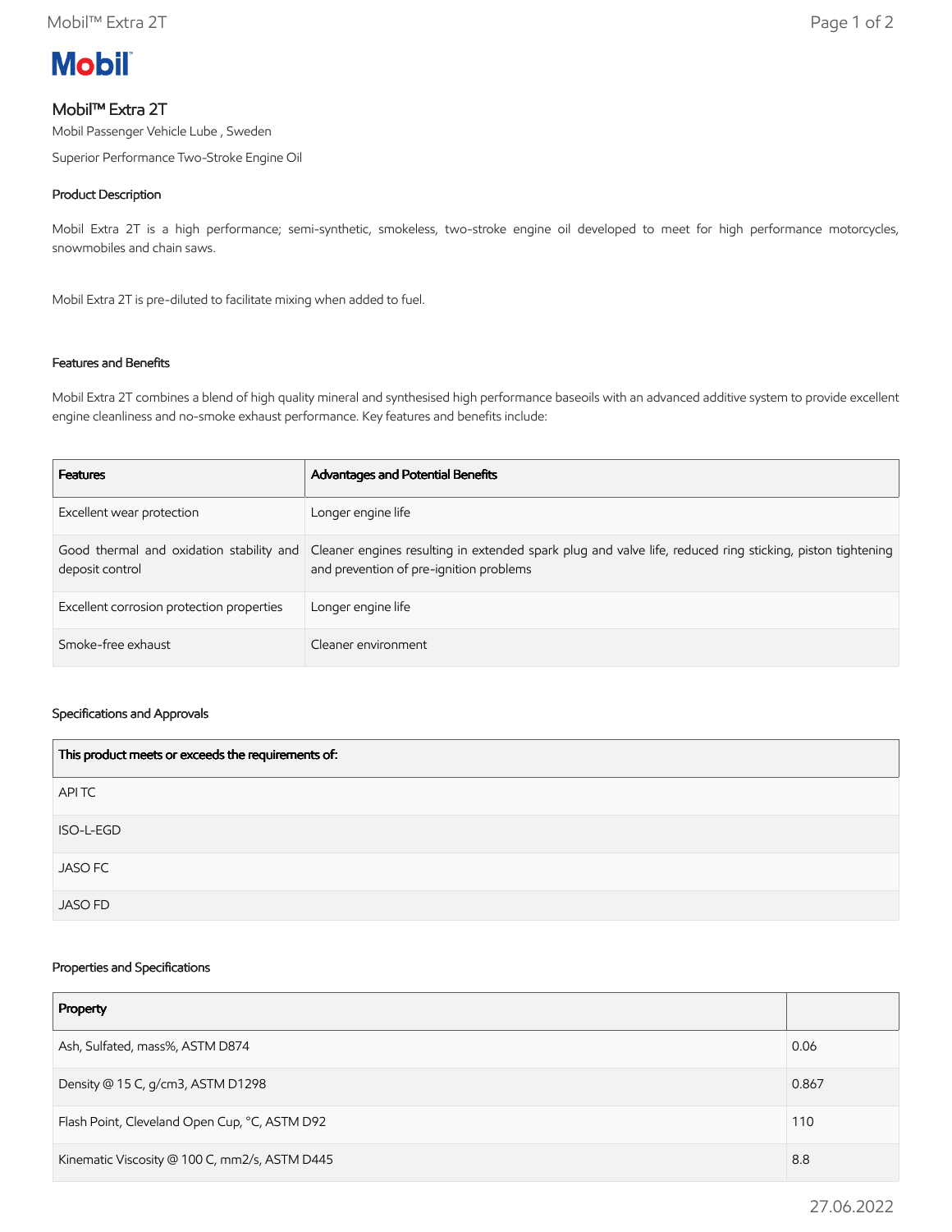# Mobil™ Extra 2T

Mobil Passenger Vehicle Lube , Sweden

Superior Performance Two-Stroke Engine Oil

## Product Description

Mobil Extra 2T is a high performance; semi-synthetic, smokeless, two-stroke engine oil developed to meet for high performance motorcycles, snowmobiles and chain saws.

Mobil Extra 2T is pre-diluted to facilitate mixing when added to fuel.

## Features and Benefits

Mobil Extra 2T combines a blend of high quality mineral and synthesised high performance baseoils with an advanced additive system to provide excellent engine cleanliness and no-smoke exhaust performance. Key features and benefits include:

| Features | Advantages and Potential Benefits |
|---|---|
| Excellent wear protection | Longer engine life |
| Good thermal and oxidation stability and deposit control | Cleaner engines resulting in extended spark plug and valve life, reduced ring sticking, piston tightening and prevention of pre-ignition problems |
| Excellent corrosion protection properties | Longer engine life |
| Smoke-free exhaust | Cleaner environment |

## Specifications and Approvals

| This product meets or exceeds the requirements of: |
|---|
| API TC |
| ISO-L-EGD |
| JASO FC |
| JASO FD |

## Properties and Specifications

| Property | |
|---|---|
| Ash, Sulfated, mass%, ASTM D874 | 0.06 |
| Density @ 15 C, g/cm3, ASTM D1298 | 0.867 |
| Flash Point, Cleveland Open Cup, °C, ASTM D92 | 110 |
| Kinematic Viscosity @ 100 C, mm2/s, ASTM D445 | 8.8 |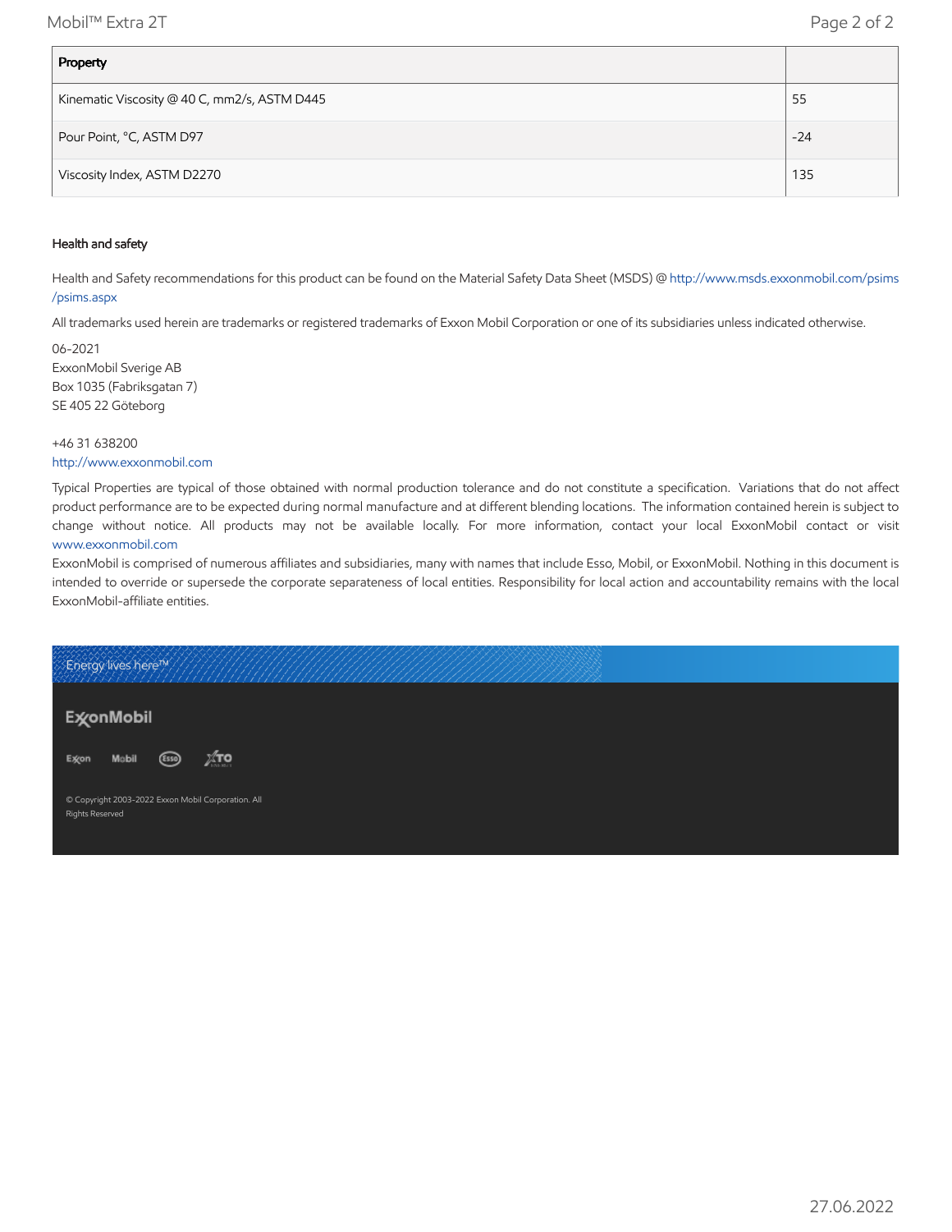| Property | |
| --- | --- |
| Kinematic Viscosity @ 40 C, mm2/s, ASTM D445 | 55 |
| Pour Point, °C, ASTM D97 | -24 |
| Viscosity Index, ASTM D2270 | 135 |

### Health and safety

Health and Safety recommendations for this product can be found on the Material Safety Data Sheet (MSDS) @ http://www.msds.exxonmobil.com/psims/psims.aspx

All trademarks used herein are trademarks or registered trademarks of Exxon Mobil Corporation or one of its subsidiaries unless indicated otherwise.

06-2021
ExxonMobil Sverige AB
Box 1035 (Fabriksgatan 7)
SE 405 22 Göteborg

+46 31 638200
http://www.exxonmobil.com

Typical Properties are typical of those obtained with normal production tolerance and do not constitute a specification. Variations that do not affect product performance are to be expected during normal manufacture and at different blending locations. The information contained herein is subject to change without notice. All products may not be available locally. For more information, contact your local ExxonMobil contact or visit www.exxonmobil.com

ExxonMobil is comprised of numerous affiliates and subsidiaries, many with names that include Esso, Mobil, or ExxonMobil. Nothing in this document is intended to override or supersede the corporate separateness of local entities. Responsibility for local action and accountability remains with the local ExxonMobil-affiliate entities.

Energy lives here™

ExxonMobil

Exxon Mobil Esso XTO

© Copyright 2003-2022 Exxon Mobil Corporation. All Rights Reserved